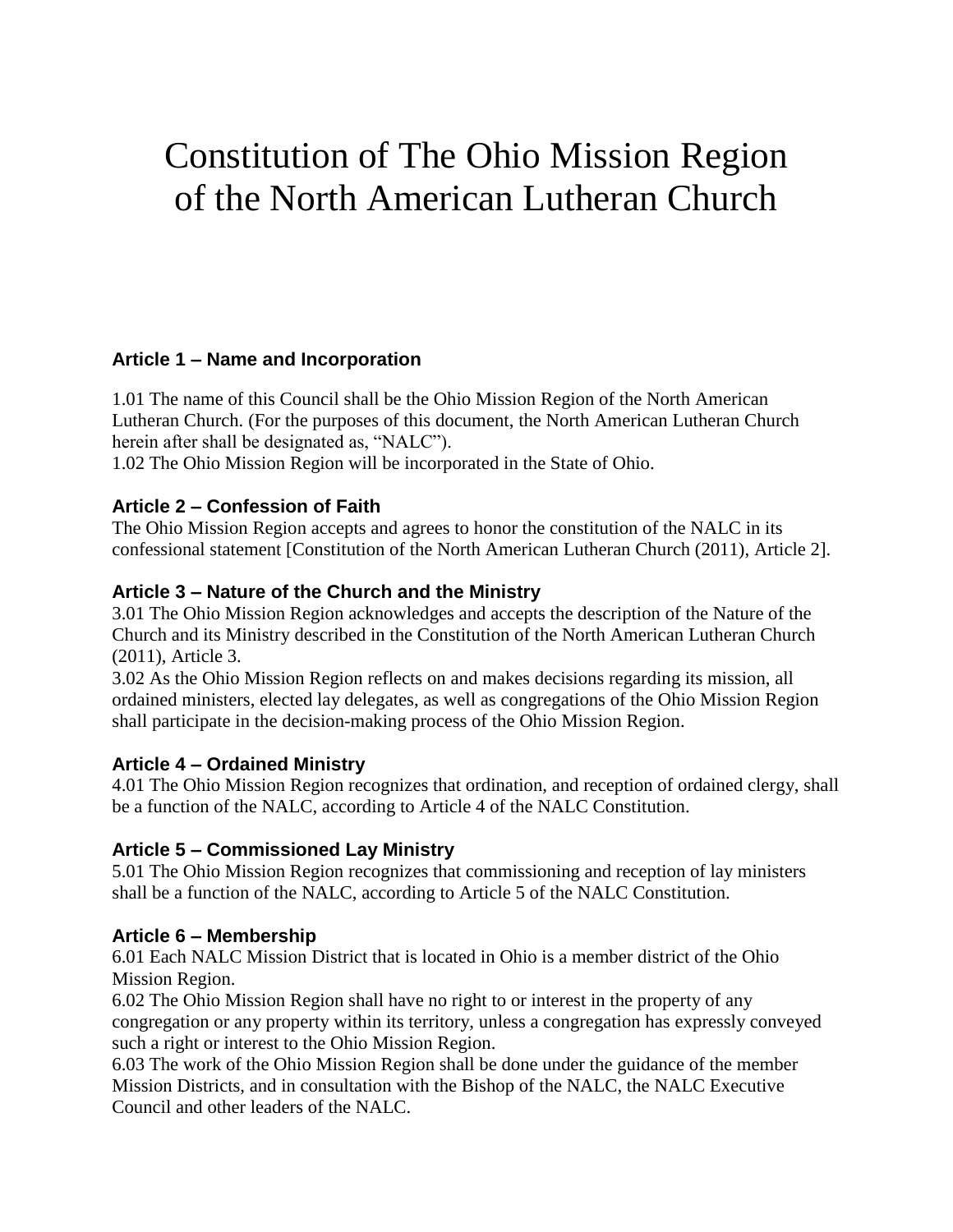# Constitution of The Ohio Mission Region of the North American Lutheran Church

## Article 1 – Name and Incorporation

1.01 The name of this Council shall be the Ohio Mission Region of the North American Lutheran Church. (For the purposes of this document, the North American Lutheran Church herein after shall be designated as, "NALC").
1.02 The Ohio Mission Region will be incorporated in the State of Ohio.

## Article 2 – Confession of Faith

The Ohio Mission Region accepts and agrees to honor the constitution of the NALC in its confessional statement [Constitution of the North American Lutheran Church (2011), Article 2].

## Article 3 – Nature of the Church and the Ministry

3.01 The Ohio Mission Region acknowledges and accepts the description of the Nature of the Church and its Ministry described in the Constitution of the North American Lutheran Church (2011), Article 3.
3.02 As the Ohio Mission Region reflects on and makes decisions regarding its mission, all ordained ministers, elected lay delegates, as well as congregations of the Ohio Mission Region shall participate in the decision-making process of the Ohio Mission Region.

## Article 4 – Ordained Ministry

4.01 The Ohio Mission Region recognizes that ordination, and reception of ordained clergy, shall be a function of the NALC, according to Article 4 of the NALC Constitution.

## Article 5 – Commissioned Lay Ministry

5.01 The Ohio Mission Region recognizes that commissioning and reception of lay ministers shall be a function of the NALC, according to Article 5 of the NALC Constitution.

## Article 6 – Membership

6.01 Each NALC Mission District that is located in Ohio is a member district of the Ohio Mission Region.
6.02 The Ohio Mission Region shall have no right to or interest in the property of any congregation or any property within its territory, unless a congregation has expressly conveyed such a right or interest to the Ohio Mission Region.
6.03 The work of the Ohio Mission Region shall be done under the guidance of the member Mission Districts, and in consultation with the Bishop of the NALC, the NALC Executive Council and other leaders of the NALC.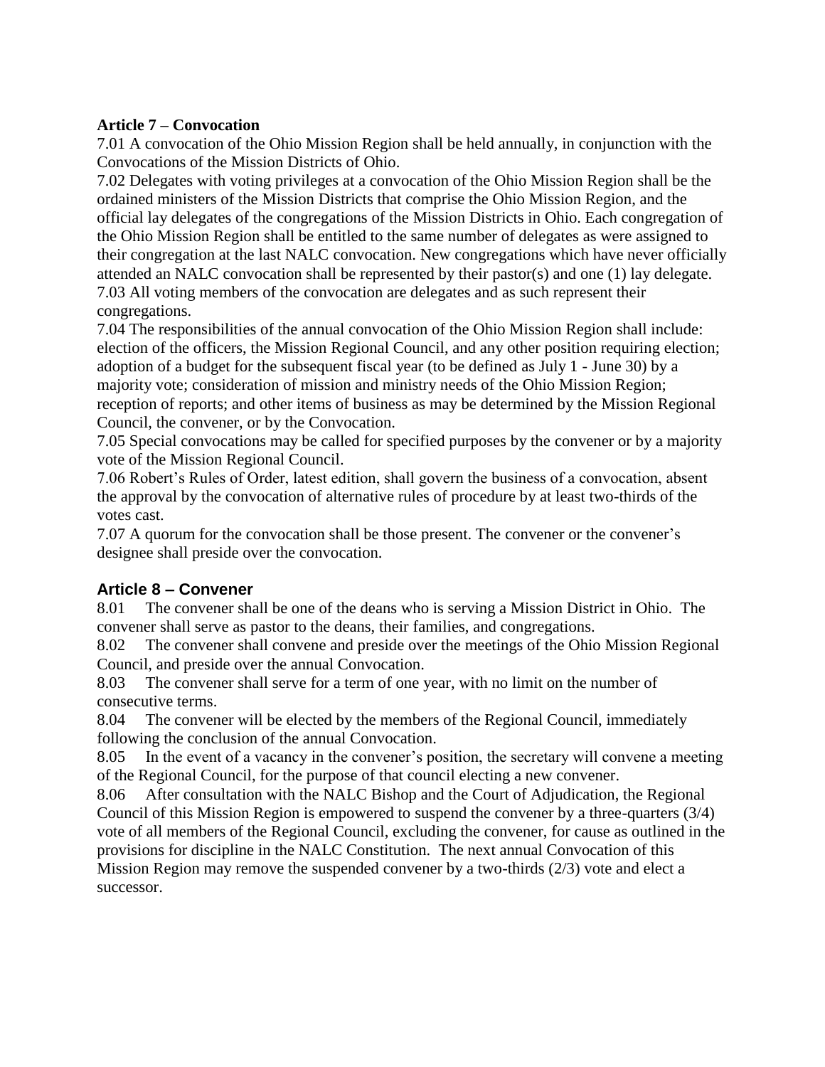## Article 7 – Convocation

7.01 A convocation of the Ohio Mission Region shall be held annually, in conjunction with the Convocations of the Mission Districts of Ohio.

7.02 Delegates with voting privileges at a convocation of the Ohio Mission Region shall be the ordained ministers of the Mission Districts that comprise the Ohio Mission Region, and the official lay delegates of the congregations of the Mission Districts in Ohio. Each congregation of the Ohio Mission Region shall be entitled to the same number of delegates as were assigned to their congregation at the last NALC convocation. New congregations which have never officially attended an NALC convocation shall be represented by their pastor(s) and one (1) lay delegate.

7.03 All voting members of the convocation are delegates and as such represent their congregations.

7.04 The responsibilities of the annual convocation of the Ohio Mission Region shall include: election of the officers, the Mission Regional Council, and any other position requiring election; adoption of a budget for the subsequent fiscal year (to be defined as July 1 - June 30) by a majority vote; consideration of mission and ministry needs of the Ohio Mission Region; reception of reports; and other items of business as may be determined by the Mission Regional Council, the convener, or by the Convocation.

7.05 Special convocations may be called for specified purposes by the convener or by a majority vote of the Mission Regional Council.

7.06 Robert's Rules of Order, latest edition, shall govern the business of a convocation, absent the approval by the convocation of alternative rules of procedure by at least two-thirds of the votes cast.

7.07 A quorum for the convocation shall be those present. The convener or the convener's designee shall preside over the convocation.

## Article 8 – Convener

8.01 The convener shall be one of the deans who is serving a Mission District in Ohio. The convener shall serve as pastor to the deans, their families, and congregations.

8.02 The convener shall convene and preside over the meetings of the Ohio Mission Regional Council, and preside over the annual Convocation.

8.03 The convener shall serve for a term of one year, with no limit on the number of consecutive terms.

8.04 The convener will be elected by the members of the Regional Council, immediately following the conclusion of the annual Convocation.

8.05 In the event of a vacancy in the convener's position, the secretary will convene a meeting of the Regional Council, for the purpose of that council electing a new convener.

8.06 After consultation with the NALC Bishop and the Court of Adjudication, the Regional Council of this Mission Region is empowered to suspend the convener by a three-quarters (3/4) vote of all members of the Regional Council, excluding the convener, for cause as outlined in the provisions for discipline in the NALC Constitution. The next annual Convocation of this Mission Region may remove the suspended convener by a two-thirds (2/3) vote and elect a successor.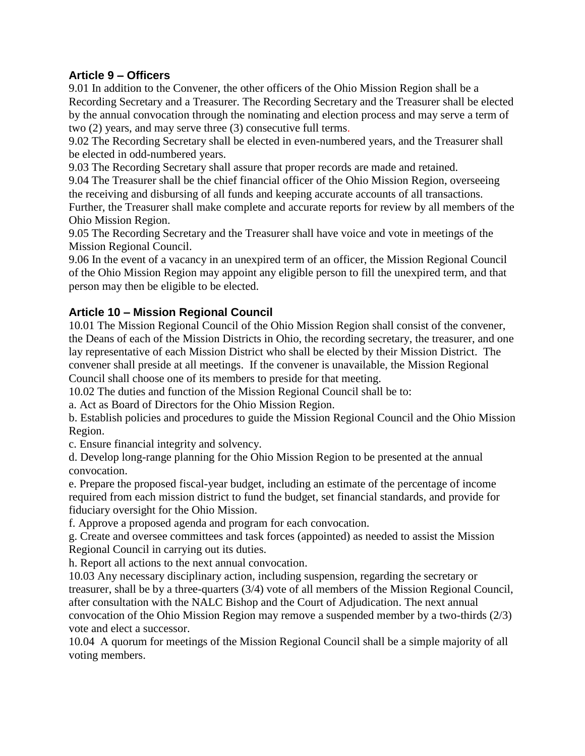## Article 9 – Officers

9.01 In addition to the Convener, the other officers of the Ohio Mission Region shall be a Recording Secretary and a Treasurer. The Recording Secretary and the Treasurer shall be elected by the annual convocation through the nominating and election process and may serve a term of two (2) years, and may serve three (3) consecutive full terms.

9.02 The Recording Secretary shall be elected in even-numbered years, and the Treasurer shall be elected in odd-numbered years.

9.03 The Recording Secretary shall assure that proper records are made and retained.

9.04 The Treasurer shall be the chief financial officer of the Ohio Mission Region, overseeing the receiving and disbursing of all funds and keeping accurate accounts of all transactions. Further, the Treasurer shall make complete and accurate reports for review by all members of the Ohio Mission Region.

9.05 The Recording Secretary and the Treasurer shall have voice and vote in meetings of the Mission Regional Council.

9.06 In the event of a vacancy in an unexpired term of an officer, the Mission Regional Council of the Ohio Mission Region may appoint any eligible person to fill the unexpired term, and that person may then be eligible to be elected.

## Article 10 – Mission Regional Council

10.01 The Mission Regional Council of the Ohio Mission Region shall consist of the convener, the Deans of each of the Mission Districts in Ohio, the recording secretary, the treasurer, and one lay representative of each Mission District who shall be elected by their Mission District. The convener shall preside at all meetings. If the convener is unavailable, the Mission Regional Council shall choose one of its members to preside for that meeting.

10.02 The duties and function of the Mission Regional Council shall be to:

a. Act as Board of Directors for the Ohio Mission Region.

b. Establish policies and procedures to guide the Mission Regional Council and the Ohio Mission Region.

c. Ensure financial integrity and solvency.

d. Develop long-range planning for the Ohio Mission Region to be presented at the annual convocation.

e. Prepare the proposed fiscal-year budget, including an estimate of the percentage of income required from each mission district to fund the budget, set financial standards, and provide for fiduciary oversight for the Ohio Mission.

f. Approve a proposed agenda and program for each convocation.

g. Create and oversee committees and task forces (appointed) as needed to assist the Mission Regional Council in carrying out its duties.

h. Report all actions to the next annual convocation.

10.03 Any necessary disciplinary action, including suspension, regarding the secretary or treasurer, shall be by a three-quarters (3/4) vote of all members of the Mission Regional Council, after consultation with the NALC Bishop and the Court of Adjudication. The next annual convocation of the Ohio Mission Region may remove a suspended member by a two-thirds (2/3) vote and elect a successor.

10.04 A quorum for meetings of the Mission Regional Council shall be a simple majority of all voting members.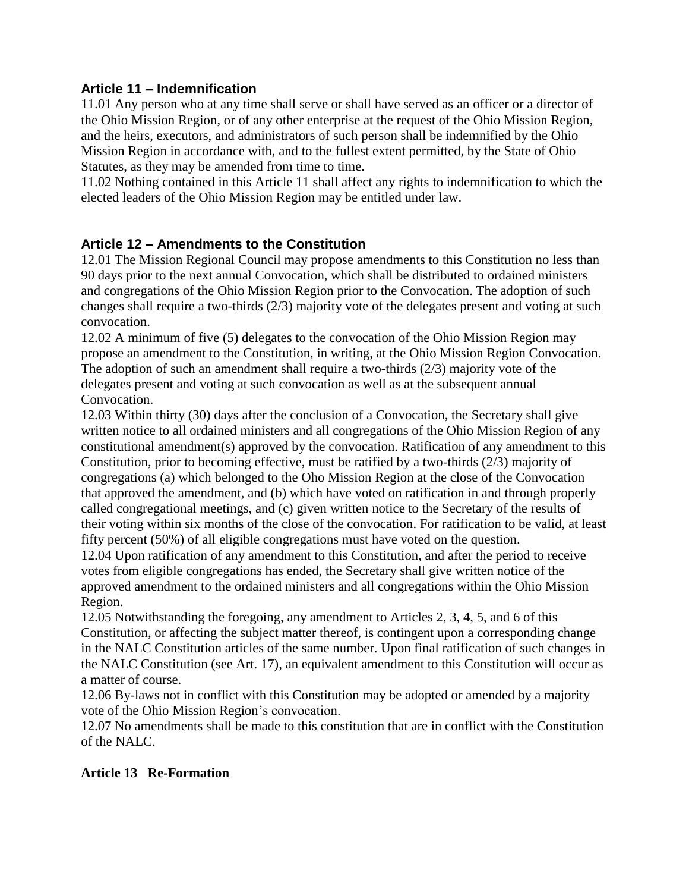### Article 11 – Indemnification

11.01 Any person who at any time shall serve or shall have served as an officer or a director of the Ohio Mission Region, or of any other enterprise at the request of the Ohio Mission Region, and the heirs, executors, and administrators of such person shall be indemnified by the Ohio Mission Region in accordance with, and to the fullest extent permitted, by the State of Ohio Statutes, as they may be amended from time to time.

11.02 Nothing contained in this Article 11 shall affect any rights to indemnification to which the elected leaders of the Ohio Mission Region may be entitled under law.

### Article 12 – Amendments to the Constitution

12.01 The Mission Regional Council may propose amendments to this Constitution no less than 90 days prior to the next annual Convocation, which shall be distributed to ordained ministers and congregations of the Ohio Mission Region prior to the Convocation. The adoption of such changes shall require a two-thirds (2/3) majority vote of the delegates present and voting at such convocation.

12.02 A minimum of five (5) delegates to the convocation of the Ohio Mission Region may propose an amendment to the Constitution, in writing, at the Ohio Mission Region Convocation. The adoption of such an amendment shall require a two-thirds (2/3) majority vote of the delegates present and voting at such convocation as well as at the subsequent annual Convocation.

12.03 Within thirty (30) days after the conclusion of a Convocation, the Secretary shall give written notice to all ordained ministers and all congregations of the Ohio Mission Region of any constitutional amendment(s) approved by the convocation. Ratification of any amendment to this Constitution, prior to becoming effective, must be ratified by a two-thirds (2/3) majority of congregations (a) which belonged to the Oho Mission Region at the close of the Convocation that approved the amendment, and (b) which have voted on ratification in and through properly called congregational meetings, and (c) given written notice to the Secretary of the results of their voting within six months of the close of the convocation. For ratification to be valid, at least fifty percent (50%) of all eligible congregations must have voted on the question.

12.04 Upon ratification of any amendment to this Constitution, and after the period to receive votes from eligible congregations has ended, the Secretary shall give written notice of the approved amendment to the ordained ministers and all congregations within the Ohio Mission Region.

12.05 Notwithstanding the foregoing, any amendment to Articles 2, 3, 4, 5, and 6 of this Constitution, or affecting the subject matter thereof, is contingent upon a corresponding change in the NALC Constitution articles of the same number. Upon final ratification of such changes in the NALC Constitution (see Art. 17), an equivalent amendment to this Constitution will occur as a matter of course.

12.06 By-laws not in conflict with this Constitution may be adopted or amended by a majority vote of the Ohio Mission Region's convocation.

12.07 No amendments shall be made to this constitution that are in conflict with the Constitution of the NALC.

### Article 13 Re-Formation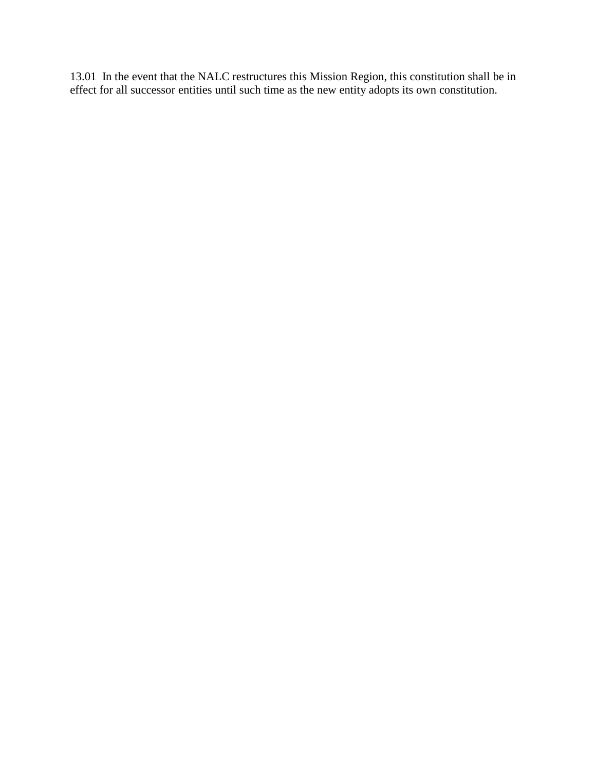13.01  In the event that the NALC restructures this Mission Region, this constitution shall be in effect for all successor entities until such time as the new entity adopts its own constitution.